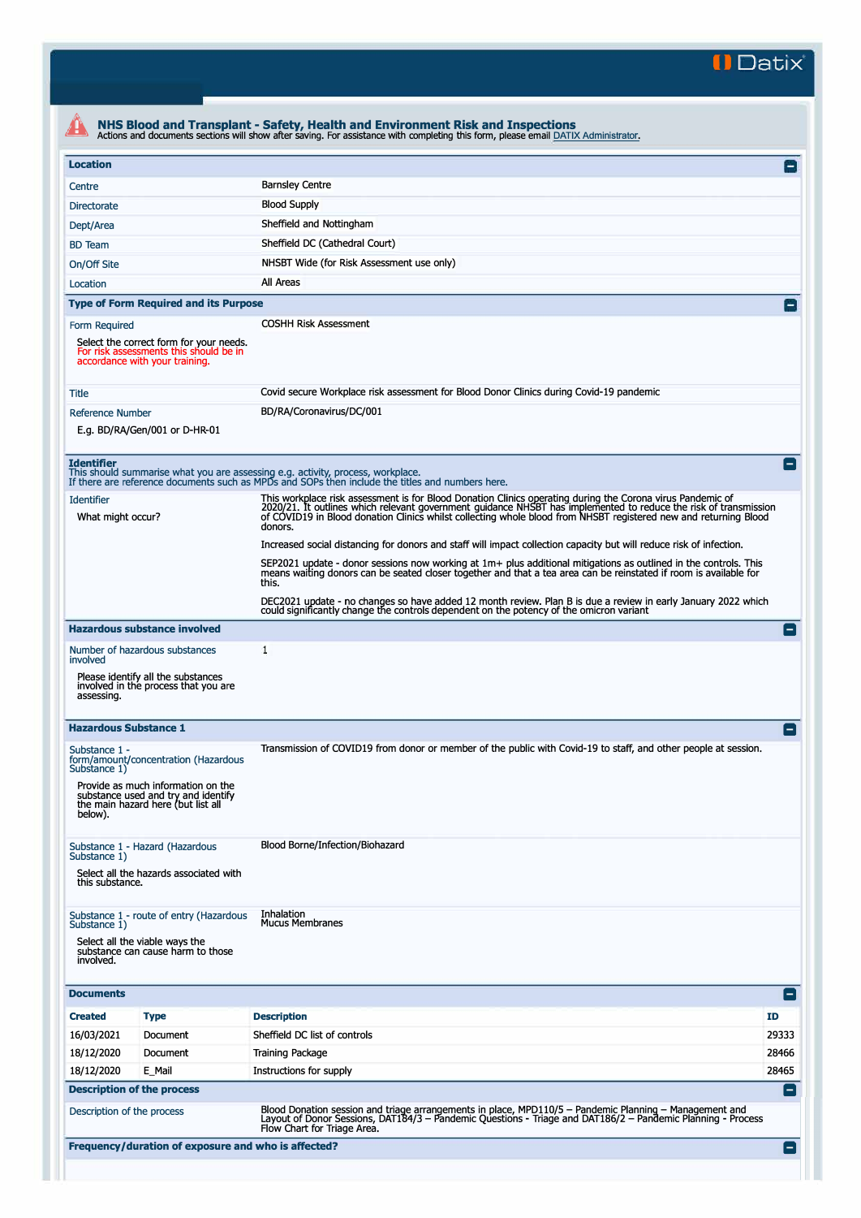Datix

# NHS Blood and Transplant - Safety, Health and Environment Risk and Inspections

Actions and documents sections will show after saving. For assistance with completing this form, please email DATIX Administrator.

## Location

| | |
|---|---|
| Centre | Barnsley Centre |
| Directorate | Blood Supply |
| Dept/Area | Sheffield and Nottingham |
| BD Team | Sheffield DC (Cathedral Court) |
| On/Off Site | NHSBT Wide (for Risk Assessment use only) |
| Location | All Areas |

## Type of Form Required and its Purpose

| | |
|---|---|
| Form Required<br><br>Select the correct form for your needs. For risk assessments this should be in accordance with your training. | COSHH Risk Assessment |
| Title | Covid secure Workplace risk assessment for Blood Donor Clinics during Covid-19 pandemic |
| Reference Number<br><br>E.g. BD/RA/Gen/001 or D-HR-01 | BD/RA/Coronavirus/DC/001 |

## Identifier

This should summarise what you are assessing e.g. activity, process, workplace.
If there are reference documents such as MPDs and SOPs then include the titles and numbers here.

**Identifier**

What might occur?

This workplace risk assessment is for Blood Donation Clinics operating during the Corona virus Pandemic of 2020/21. It outlines which relevant government guidance NHSBT has implemented to reduce the risk of transmission of COVID19 in Blood donation Clinics whilst collecting whole blood from NHSBT registered new and returning Blood donors.

Increased social distancing for donors and staff will impact collection capacity but will reduce risk of infection.

SEP2021 update - donor sessions now working at 1m+ plus additional mitigations as outlined in the controls. This means waiting donors can be seated closer together and that a tea area can be reinstated if room is available for this.

DEC2021 update - no changes so have added 12 month review. Plan B is due a review in early January 2022 which could significantly change the controls dependent on the potency of the omicron variant

## Hazardous substance involved

| | |
|---|---|
| Number of hazardous substances involved<br><br>Please identify all the substances involved in the process that you are assessing. | 1 |

## Hazardous Substance 1

| | |
|---|---|
| Substance 1 - form/amount/concentration (Hazardous Substance 1)<br><br>Provide as much information on the substance used and try and identify the main hazard here (but list all below). | Transmission of COVID19 from donor or member of the public with Covid-19 to staff, and other people at session. |
| Substance 1 - Hazard (Hazardous Substance 1)<br><br>Select all the hazards associated with this substance. | Blood Borne/Infection/Biohazard |
| Substance 1 - route of entry (Hazardous Substance 1)<br><br>Select all the viable ways the substance can cause harm to those involved. | Inhalation<br>Mucus Membranes |

## Documents

| Created | Type | Description | ID |
|---|---|---|---|
| 16/03/2021 | Document | Sheffield DC list of controls | 29333 |
| 18/12/2020 | Document | Training Package | 28466 |
| 18/12/2020 | E_Mail | Instructions for supply | 28465 |

## Description of the process

| | |
|---|---|
| Description of the process | Blood Donation session and triage arrangements in place, MPD110/5 – Pandemic Planning – Management and Layout of Donor Sessions, DAT184/3 – Pandemic Questions - Triage and DAT186/2 – Pandemic Planning - Process Flow Chart for Triage Area. |

## Frequency/duration of exposure and who is affected?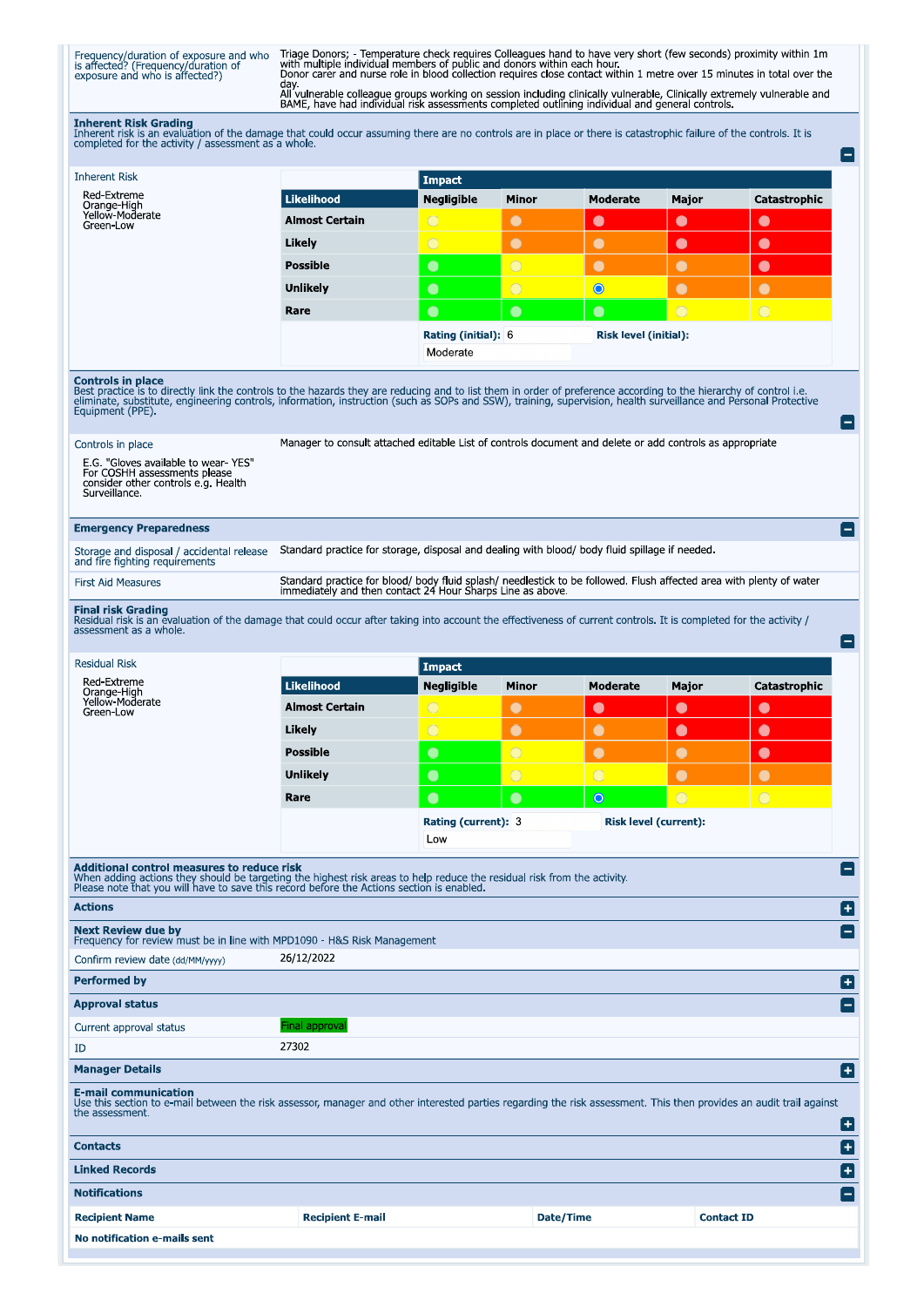| Frequency/duration of exposure and who is affected? (Frequency/duration of exposure and who is affected?) | Triage Donors; - Temperature check requires Colleagues hand to have very short (few seconds) proximity within 1m with multiple individual members of public and donors within each hour. Donor carer and nurse role in blood collection requires close contact within 1 metre over 15 minutes in total over the day. All vulnerable colleague groups working on session including clinically vulnerable, Clinically extremely vulnerable and BAME, have had individual risk assessments completed outlining individual and general controls. |
|---|---|

## Inherent Risk Grading

Inherent risk is an evaluation of the damage that could occur assuming there are no controls are in place or there is catastrophic failure of the controls. It is completed for the activity / assessment as a whole.

Inherent Risk

Red-Extreme
Orange-High
Yellow-Moderate
Green-Low

| | Impact | | | | |
|---|---|---|---|---|---|
| **Likelihood** | **Negligible** | **Minor** | **Moderate** | **Major** | **Catastrophic** |
| **Almost Certain** | | | | | |
| **Likely** | | | | | |
| **Possible** | | | | | |
| **Unlikely** | | | ◉ | | |
| **Rare** | | | | | |

**Rating (initial):** 6 **Risk level (initial):** Moderate

## Controls in place

Best practice is to directly link the controls to the hazards they are reducing and to list them in order of preference according to the hierarchy of control i.e. eliminate, substitute, engineering controls, information, instruction (such as SOPs and SSW), training, supervision, health surveillance and Personal Protective Equipment (PPE).

| Controls in place<br>E.G. "Gloves available to wear- YES" For COSHH assessments please consider other controls e.g. Health Surveillance. | Manager to consult attached editable List of controls document and delete or add controls as appropriate |
|---|---|

## Emergency Preparedness

| Storage and disposal / accidental release and fire fighting requirements | Standard practice for storage, disposal and dealing with blood/ body fluid spillage if needed. |
|---|---|
| First Aid Measures | Standard practice for blood/ body fluid splash/ needlestick to be followed. Flush affected area with plenty of water immediately and then contact 24 Hour Sharps Line as above. |

## Final risk Grading

Residual risk is an evaluation of the damage that could occur after taking into account the effectiveness of current controls. It is completed for the activity / assessment as a whole.

Residual Risk

Red-Extreme
Orange-High
Yellow-Moderate
Green-Low

| | Impact | | | | |
|---|---|---|---|---|---|
| **Likelihood** | **Negligible** | **Minor** | **Moderate** | **Major** | **Catastrophic** |
| **Almost Certain** | | | | | |
| **Likely** | | | | | |
| **Possible** | | | | | |
| **Unlikely** | | | | | |
| **Rare** | | | ◉ | | |

**Rating (current):** 3 **Risk level (current):** Low

## Additional control measures to reduce risk

When adding actions they should be targeting the highest risk areas to help reduce the residual risk from the activity.
Please note that you will have to save this record before the Actions section is enabled.

## Actions

## Next Review due by

Frequency for review must be in line with MPD1090 - H&S Risk Management

| Confirm review date (dd/MM/yyyy) | 26/12/2022 |
|---|---|

## Performed by

## Approval status

| Current approval status | Final approval |
|---|---|
| ID | 27302 |

## Manager Details

## E-mail communication

Use this section to e-mail between the risk assessor, manager and other interested parties regarding the risk assessment. This then provides an audit trail against the assessment.

## Contacts

## Linked Records

## Notifications

| Recipient Name | Recipient E-mail | Date/Time | Contact ID |
|---|---|---|---|
| **No notification e-mails sent** | | | |